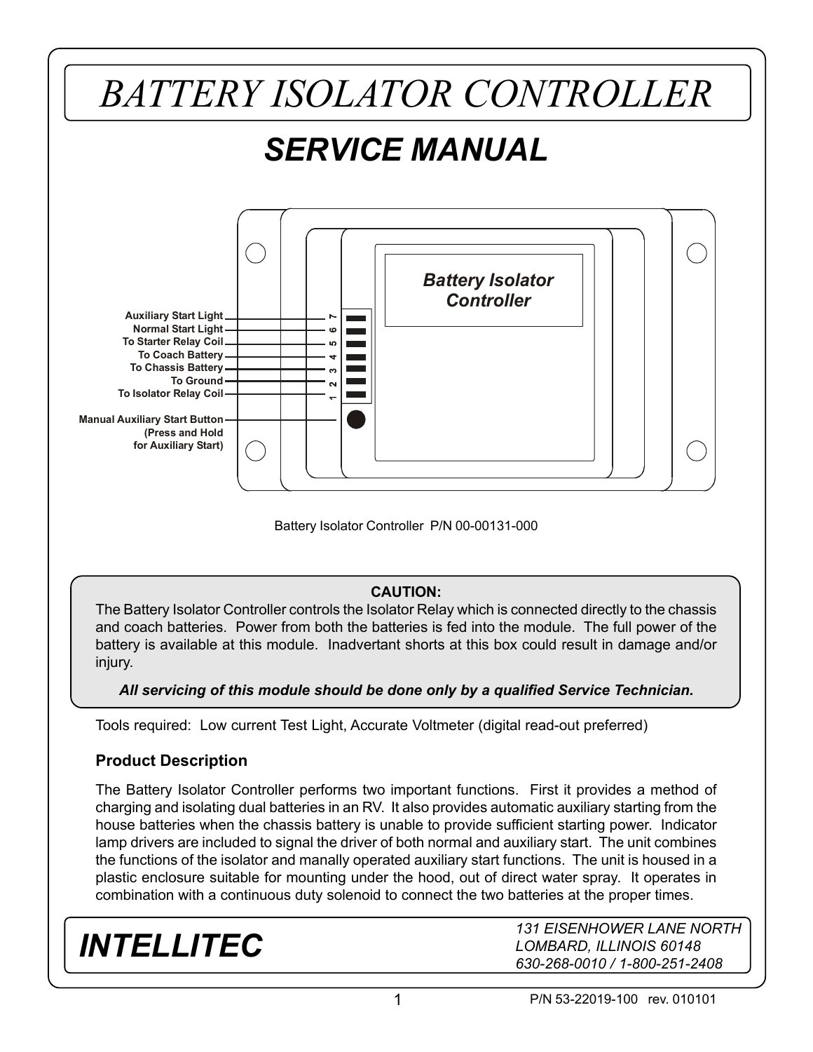# BATTERY ISOLATOR CONTROLLER

## SERVICE MANUAL

Battery Isolator Controller

- 7 — Auxiliary Start Light
- 6 — Normal Start Light
- 5 — To Starter Relay Coil
- 4 — To Coach Battery
- 3 — To Chassis Battery
- 2 — To Ground
- 1 — To Isolator Relay Coil

Manual Auxiliary Start Button (Press and Hold for Auxiliary Start)

Battery Isolator Controller P/N 00-00131-000

**CAUTION:**

The Battery Isolator Controller controls the Isolator Relay which is connected directly to the chassis and coach batteries. Power from both the batteries is fed into the module. The full power of the battery is available at this module. Inadvertant shorts at this box could result in damage and/or injury.

***All servicing of this module should be done only by a qualified Service Technician.***

Tools required: Low current Test Light, Accurate Voltmeter (digital read-out preferred)

### Product Description

The Battery Isolator Controller performs two important functions. First it provides a method of charging and isolating dual batteries in an RV. It also provides automatic auxiliary starting from the house batteries when the chassis battery is unable to provide sufficient starting power. Indicator lamp drivers are included to signal the driver of both normal and auxiliary start. The unit combines the functions of the isolator and manally operated auxiliary start functions. The unit is housed in a plastic enclosure suitable for mounting under the hood, out of direct water spray. It operates in combination with a continuous duty solenoid to connect the two batteries at the proper times.

**INTELLITEC**

*131 EISENHOWER LANE NORTH*
*LOMBARD, ILLINOIS 60148*
*630-268-0010 / 1-800-251-2408*

P/N 53-22019-100 rev. 010101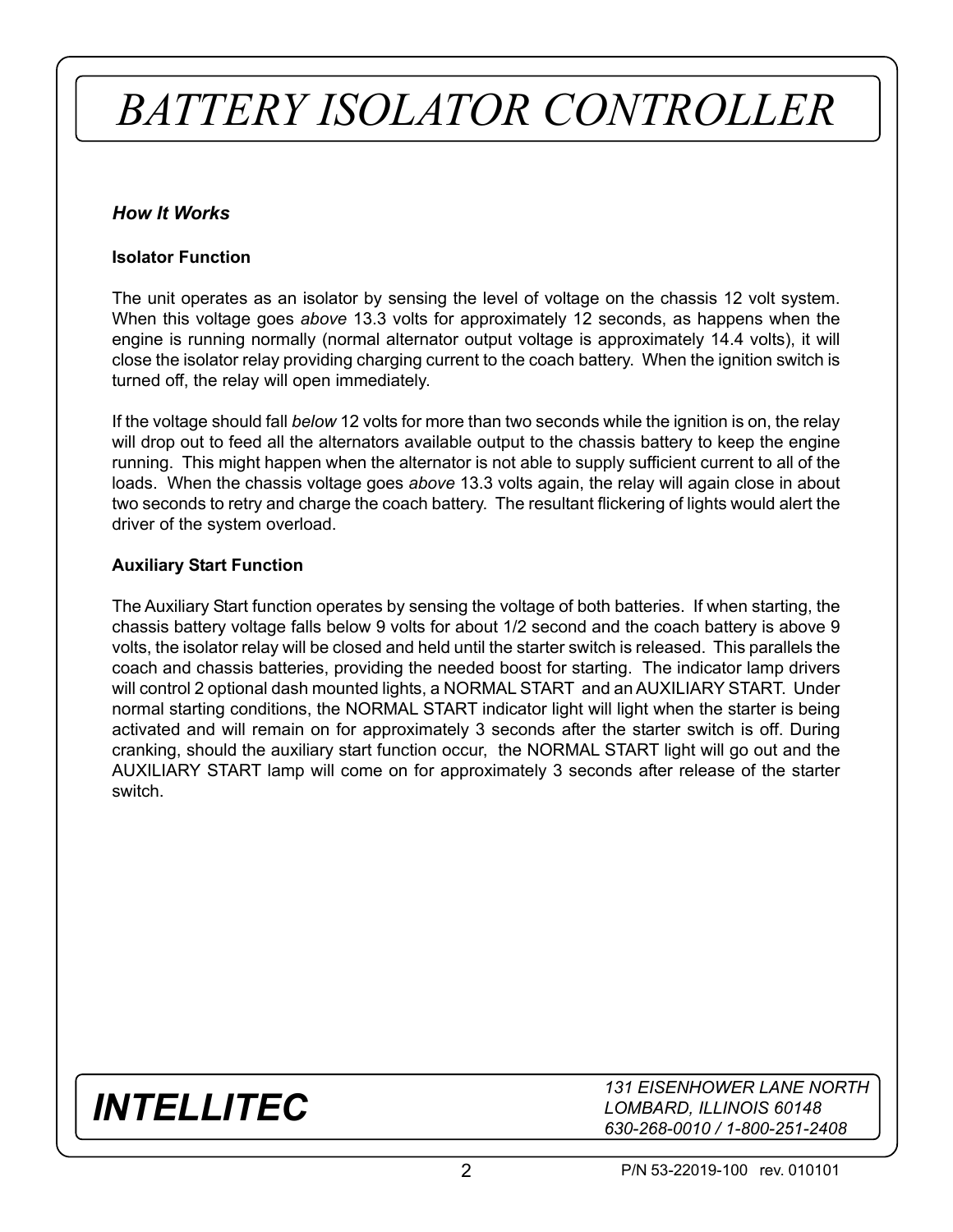# BATTERY ISOLATOR CONTROLLER

### *How It Works*

**Isolator Function**

The unit operates as an isolator by sensing the level of voltage on the chassis 12 volt system. When this voltage goes *above* 13.3 volts for approximately 12 seconds, as happens when the engine is running normally (normal alternator output voltage is approximately 14.4 volts), it will close the isolator relay providing charging current to the coach battery. When the ignition switch is turned off, the relay will open immediately.

If the voltage should fall *below* 12 volts for more than two seconds while the ignition is on, the relay will drop out to feed all the alternators available output to the chassis battery to keep the engine running. This might happen when the alternator is not able to supply sufficient current to all of the loads. When the chassis voltage goes *above* 13.3 volts again, the relay will again close in about two seconds to retry and charge the coach battery. The resultant flickering of lights would alert the driver of the system overload.

**Auxiliary Start Function**

The Auxiliary Start function operates by sensing the voltage of both batteries. If when starting, the chassis battery voltage falls below 9 volts for about 1/2 second and the coach battery is above 9 volts, the isolator relay will be closed and held until the starter switch is released. This parallels the coach and chassis batteries, providing the needed boost for starting. The indicator lamp drivers will control 2 optional dash mounted lights, a NORMAL START and an AUXILIARY START. Under normal starting conditions, the NORMAL START indicator light will light when the starter is being activated and will remain on for approximately 3 seconds after the starter switch is off. During cranking, should the auxiliary start function occur, the NORMAL START light will go out and the AUXILIARY START lamp will come on for approximately 3 seconds after release of the starter switch.

**INTELLITEC**

*131 EISENHOWER LANE NORTH*
*LOMBARD, ILLINOIS 60148*
*630-268-0010 / 1-800-251-2408*

P/N 53-22019-100 rev. 010101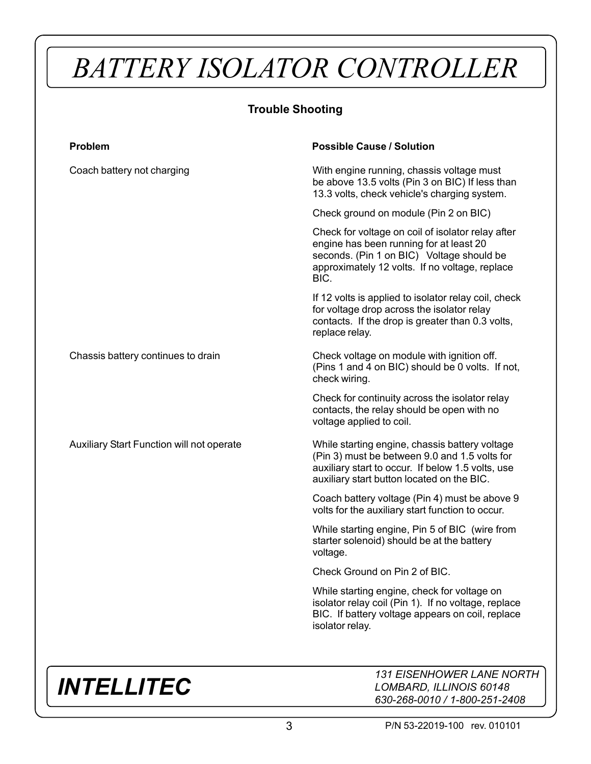# BATTERY ISOLATOR CONTROLLER

## Trouble Shooting

| Problem | Possible Cause / Solution |
|---|---|
| Coach battery not charging | With engine running, chassis voltage must be above 13.5 volts (Pin 3 on BIC) If less than 13.3 volts, check vehicle's charging system. |
| | Check ground on module (Pin 2 on BIC) |
| | Check for voltage on coil of isolator relay after engine has been running for at least 20 seconds. (Pin 1 on BIC) Voltage should be approximately 12 volts. If no voltage, replace BIC. |
| | If 12 volts is applied to isolator relay coil, check for voltage drop across the isolator relay contacts. If the drop is greater than 0.3 volts, replace relay. |
| Chassis battery continues to drain | Check voltage on module with ignition off. (Pins 1 and 4 on BIC) should be 0 volts. If not, check wiring. |
| | Check for continuity across the isolator relay contacts, the relay should be open with no voltage applied to coil. |
| Auxiliary Start Function will not operate | While starting engine, chassis battery voltage (Pin 3) must be between 9.0 and 1.5 volts for auxiliary start to occur. If below 1.5 volts, use auxiliary start button located on the BIC. |
| | Coach battery voltage (Pin 4) must be above 9 volts for the auxiliary start function to occur. |
| | While starting engine, Pin 5 of BIC (wire from starter solenoid) should be at the battery voltage. |
| | Check Ground on Pin 2 of BIC. |
| | While starting engine, check for voltage on isolator relay coil (Pin 1). If no voltage, replace BIC. If battery voltage appears on coil, replace isolator relay. |

**_INTELLITEC_**

*131 EISENHOWER LANE NORTH*
*LOMBARD, ILLINOIS 60148*
*630-268-0010 / 1-800-251-2408*

P/N 53-22019-100 rev. 010101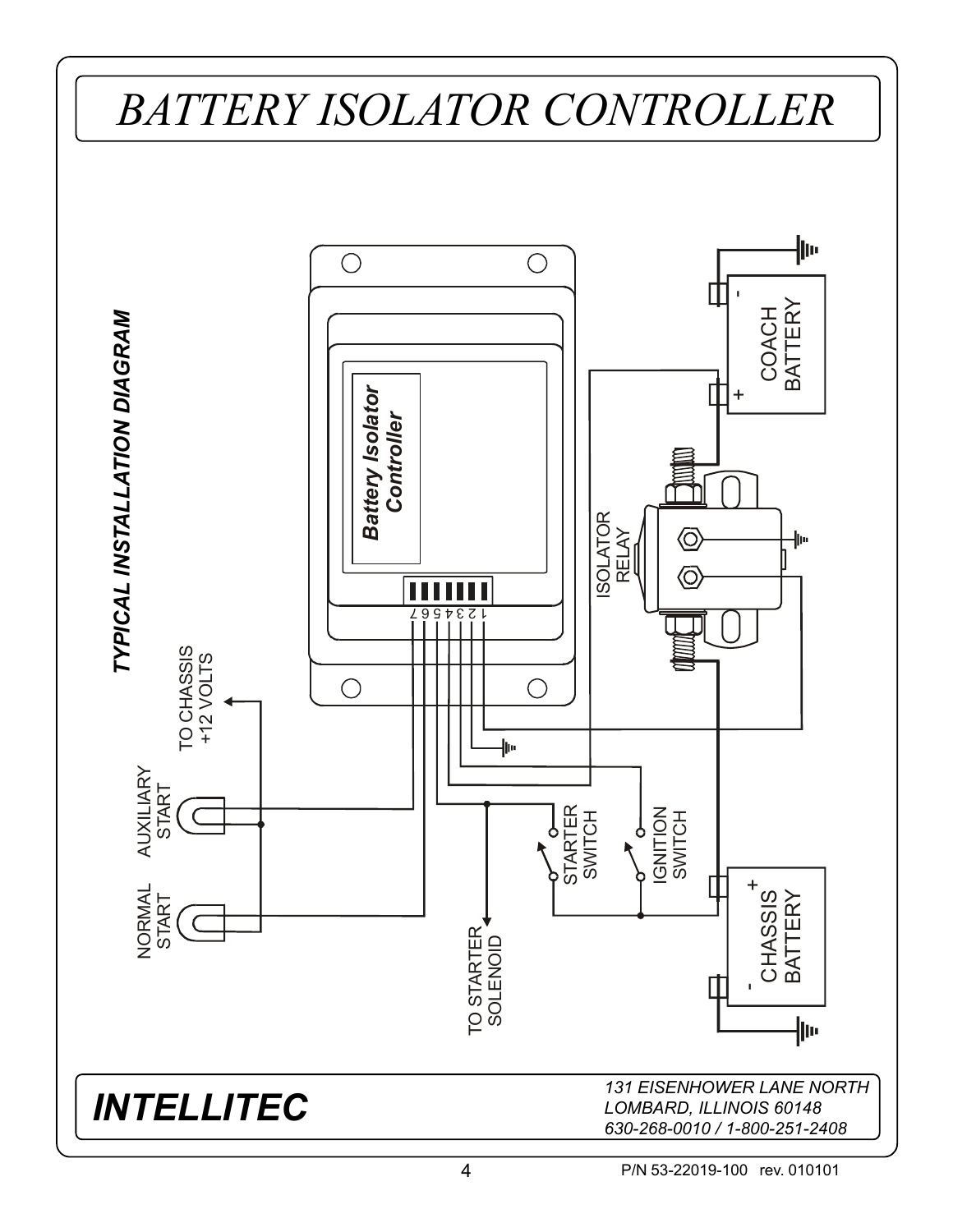# BATTERY ISOLATOR CONTROLLER

*TYPICAL INSTALLATION DIAGRAM*

Battery Isolator Controller

1 2 3 4 5 6 7

ISOLATOR RELAY

COACH BATTERY

\+

\-

CHASSIS BATTERY

\+

\-

TO CHASSIS +12 VOLTS

AUXILIARY START

NORMAL START

TO STARTER SOLENOID

STARTER SWITCH

IGNITION SWITCH

**INTELLITEC**

*131 EISENHOWER LANE NORTH*
*LOMBARD, ILLINOIS 60148*
*630-268-0010 / 1-800-251-2408*

P/N 53-22019-100 rev. 010101